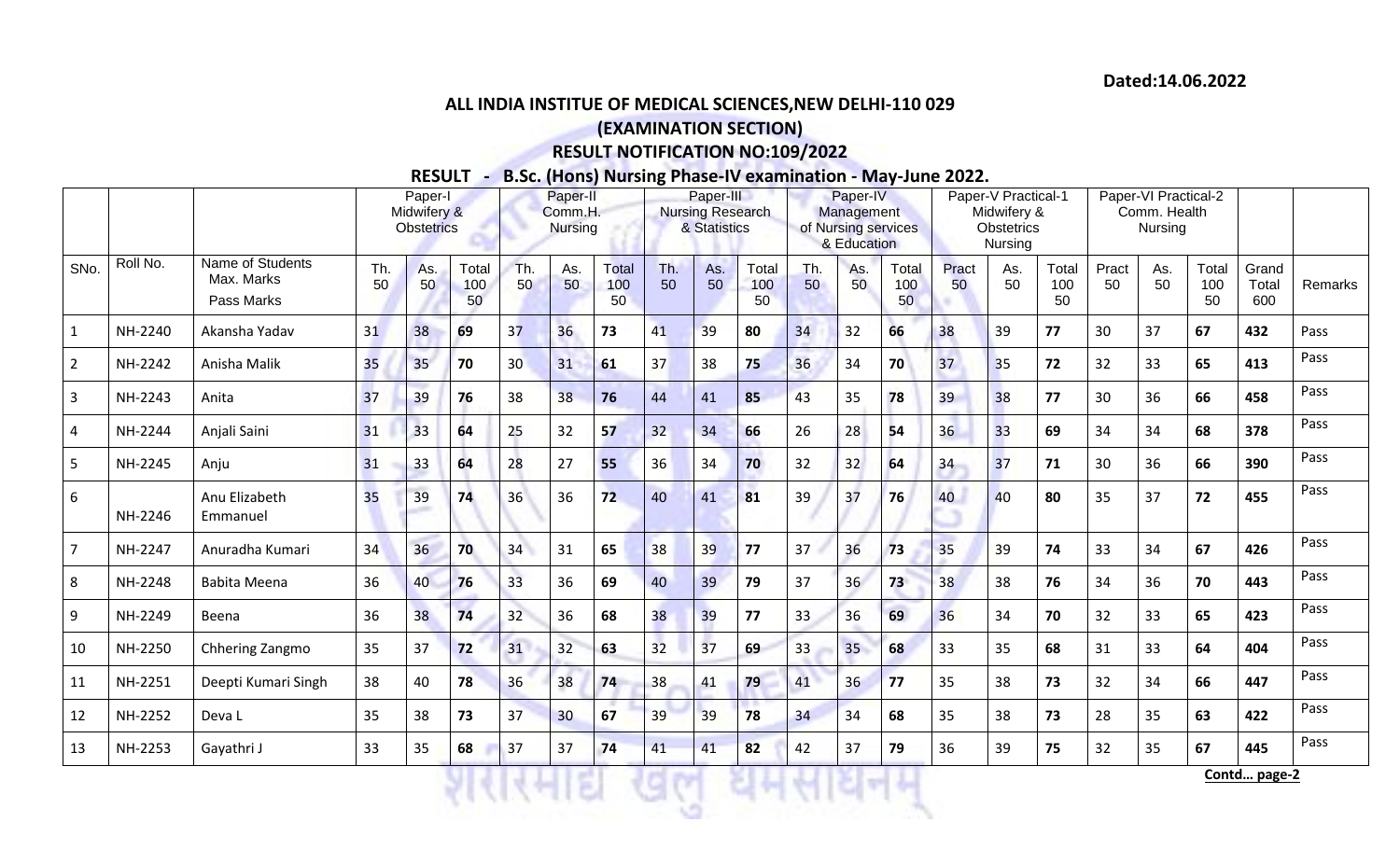Dated:14.06.2022

## ALL INDIA INSTITUE OF MEDICAL SCIENCES,NEW DELHI-110 029

## (EXAMINATION SECTION)

## RESULT NOTIFICATION NO:109/2022

### RESULT - B.Sc. (Hons) Nursing Phase-IV examination - May-June 2022.

| | | | Paper-I Midwifery & Obstetrics | | | Paper-II Comm.H. Nursing | | | Paper-III Nursing Research & Statistics | | | Paper-IV Management of Nursing services & Education | | | Paper-V Practical-1 Midwifery & Obstetrics Nursing | | | Paper-VI Practical-2 Comm. Health Nursing | | | | |
|---|---|---|---|---|---|---|---|---|---|---|---|---|---|---|---|---|---|---|---|---|---|---|
| SNo. | Roll No. | Name of Students Max. Marks Pass Marks | Th. 50 | As. 50 | Total 100 50 | Th. 50 | As. 50 | Total 100 50 | Th. 50 | As. 50 | Total 100 50 | Th. 50 | As. 50 | Total 100 50 | Pract 50 | As. 50 | Total 100 50 | Pract 50 | As. 50 | Total 100 50 | Grand Total 600 | Remarks |
| 1 | NH-2240 | Akansha Yadav | 31 | 38 | **69** | 37 | 36 | **73** | 41 | 39 | **80** | 34 | 32 | **66** | 38 | 39 | **77** | 30 | 37 | **67** | **432** | Pass |
| 2 | NH-2242 | Anisha Malik | 35 | 35 | **70** | 30 | 31 | **61** | 37 | 38 | **75** | 36 | 34 | **70** | 37 | 35 | **72** | 32 | 33 | **65** | **413** | Pass |
| 3 | NH-2243 | Anita | 37 | 39 | **76** | 38 | 38 | **76** | 44 | 41 | **85** | 43 | 35 | **78** | 39 | 38 | **77** | 30 | 36 | **66** | **458** | Pass |
| 4 | NH-2244 | Anjali Saini | 31 | 33 | **64** | 25 | 32 | **57** | 32 | 34 | **66** | 26 | 28 | **54** | 36 | 33 | **69** | 34 | 34 | **68** | **378** | Pass |
| 5 | NH-2245 | Anju | 31 | 33 | **64** | 28 | 27 | **55** | 36 | 34 | **70** | 32 | 32 | **64** | 34 | 37 | **71** | 30 | 36 | **66** | **390** | Pass |
| 6 | NH-2246 | Anu Elizabeth Emmanuel | 35 | 39 | **74** | 36 | 36 | **72** | 40 | 41 | **81** | 39 | 37 | **76** | 40 | 40 | **80** | 35 | 37 | **72** | **455** | Pass |
| 7 | NH-2247 | Anuradha Kumari | 34 | 36 | **70** | 34 | 31 | **65** | 38 | 39 | **77** | 37 | 36 | **73** | 35 | 39 | **74** | 33 | 34 | **67** | **426** | Pass |
| 8 | NH-2248 | Babita Meena | 36 | 40 | **76** | 33 | 36 | **69** | 40 | 39 | **79** | 37 | 36 | **73** | 38 | 38 | **76** | 34 | 36 | **70** | **443** | Pass |
| 9 | NH-2249 | Beena | 36 | 38 | **74** | 32 | 36 | **68** | 38 | 39 | **77** | 33 | 36 | **69** | 36 | 34 | **70** | 32 | 33 | **65** | **423** | Pass |
| 10 | NH-2250 | Chhering Zangmo | 35 | 37 | **72** | 31 | 32 | **63** | 32 | 37 | **69** | 33 | 35 | **68** | 33 | 35 | **68** | 31 | 33 | **64** | **404** | Pass |
| 11 | NH-2251 | Deepti Kumari Singh | 38 | 40 | **78** | 36 | 38 | **74** | 38 | 41 | **79** | 41 | 36 | **77** | 35 | 38 | **73** | 32 | 34 | **66** | **447** | Pass |
| 12 | NH-2252 | Deva L | 35 | 38 | **73** | 37 | 30 | **67** | 39 | 39 | **78** | 34 | 34 | **68** | 35 | 38 | **73** | 28 | 35 | **63** | **422** | Pass |
| 13 | NH-2253 | Gayathri J | 33 | 35 | **68** | 37 | 37 | **74** | 41 | 41 | **82** | 42 | 37 | **79** | 36 | 39 | **75** | 32 | 35 | **67** | **445** | Pass |

**Contd… page-2**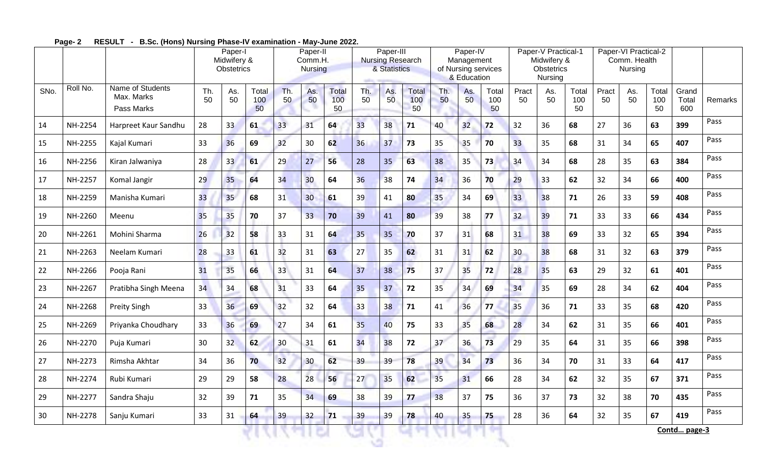**Page- 2 RESULT - B.Sc. (Hons) Nursing Phase-IV examination - May-June 2022.**

| | | | Paper-I Midwifery & Obstetrics | | | Paper-II Comm.H. Nursing | | | Paper-III Nursing Research & Statistics | | | Paper-IV Management of Nursing services & Education | | | Paper-V Practical-1 Midwifery & Obstetrics Nursing | | | Paper-VI Practical-2 Comm. Health Nursing | | | | |
|---|---|---|---|---|---|---|---|---|---|---|---|---|---|---|---|---|---|---|---|---|---|---|
| SNo. | Roll No. | Name of Students Max. Marks Pass Marks | Th. 50 | As. 50 | Total 100 50 | Th. 50 | As. 50 | Total 100 50 | Th. 50 | As. 50 | Total 100 50 | Th. 50 | As. 50 | Total 100 50 | Pract 50 | As. 50 | Total 100 50 | Pract 50 | As. 50 | Total 100 50 | Grand Total 600 | Remarks |
| 14 | NH-2254 | Harpreet Kaur Sandhu | 28 | 33 | **61** | 33 | 31 | **64** | 33 | 38 | **71** | 40 | 32 | **72** | 32 | 36 | **68** | 27 | 36 | **63** | **399** | Pass |
| 15 | NH-2255 | Kajal Kumari | 33 | 36 | **69** | 32 | 30 | **62** | 36 | 37 | **73** | 35 | 35 | **70** | 33 | 35 | **68** | 31 | 34 | **65** | **407** | Pass |
| 16 | NH-2256 | Kiran Jalwaniya | 28 | 33 | **61** | 29 | 27 | **56** | 28 | 35 | **63** | 38 | 35 | **73** | 34 | 34 | **68** | 28 | 35 | **63** | **384** | Pass |
| 17 | NH-2257 | Komal Jangir | 29 | 35 | **64** | 34 | 30 | **64** | 36 | 38 | **74** | 34 | 36 | **70** | 29 | 33 | **62** | 32 | 34 | **66** | **400** | Pass |
| 18 | NH-2259 | Manisha Kumari | 33 | 35 | **68** | 31 | 30 | **61** | 39 | 41 | **80** | 35 | 34 | **69** | 33 | 38 | **71** | 26 | 33 | **59** | **408** | Pass |
| 19 | NH-2260 | Meenu | 35 | 35 | **70** | 37 | 33 | **70** | 39 | 41 | **80** | 39 | 38 | **77** | 32 | 39 | **71** | 33 | 33 | **66** | **434** | Pass |
| 20 | NH-2261 | Mohini Sharma | 26 | 32 | **58** | 33 | 31 | **64** | 35 | 35 | **70** | 37 | 31 | **68** | 31 | 38 | **69** | 33 | 32 | **65** | **394** | Pass |
| 21 | NH-2263 | Neelam Kumari | 28 | 33 | **61** | 32 | 31 | **63** | 27 | 35 | **62** | 31 | 31 | **62** | 30 | 38 | **68** | 31 | 32 | **63** | **379** | Pass |
| 22 | NH-2266 | Pooja Rani | 31 | 35 | **66** | 33 | 31 | **64** | 37 | 38 | **75** | 37 | 35 | **72** | 28 | 35 | **63** | 29 | 32 | **61** | **401** | Pass |
| 23 | NH-2267 | Pratibha Singh Meena | 34 | 34 | **68** | 31 | 33 | **64** | 35 | 37 | **72** | 35 | 34 | **69** | 34 | 35 | **69** | 28 | 34 | **62** | **404** | Pass |
| 24 | NH-2268 | Preity Singh | 33 | 36 | **69** | 32 | 32 | **64** | 33 | 38 | **71** | 41 | 36 | **77** | 35 | 36 | **71** | 33 | 35 | **68** | **420** | Pass |
| 25 | NH-2269 | Priyanka Choudhary | 33 | 36 | **69** | 27 | 34 | **61** | 35 | 40 | **75** | 33 | 35 | **68** | 28 | 34 | **62** | 31 | 35 | **66** | **401** | Pass |
| 26 | NH-2270 | Puja Kumari | 30 | 32 | **62** | 30 | 31 | **61** | 34 | 38 | **72** | 37 | 36 | **73** | 29 | 35 | **64** | 31 | 35 | **66** | **398** | Pass |
| 27 | NH-2273 | Rimsha Akhtar | 34 | 36 | **70** | 32 | 30 | **62** | 39 | 39 | **78** | 39 | 34 | **73** | 36 | 34 | **70** | 31 | 33 | **64** | **417** | Pass |
| 28 | NH-2274 | Rubi Kumari | 29 | 29 | **58** | 28 | 28 | **56** | 27 | 35 | **62** | 35 | 31 | **66** | 28 | 34 | **62** | 32 | 35 | **67** | **371** | Pass |
| 29 | NH-2277 | Sandra Shaju | 32 | 39 | **71** | 35 | 34 | **69** | 38 | 39 | **77** | 38 | 37 | **75** | 36 | 37 | **73** | 32 | 38 | **70** | **435** | Pass |
| 30 | NH-2278 | Sanju Kumari | 33 | 31 | **64** | 39 | 32 | **71** | 39 | 39 | **78** | 40 | 35 | **75** | 28 | 36 | **64** | 32 | 35 | **67** | **419** | Pass |

**Contd… page-3**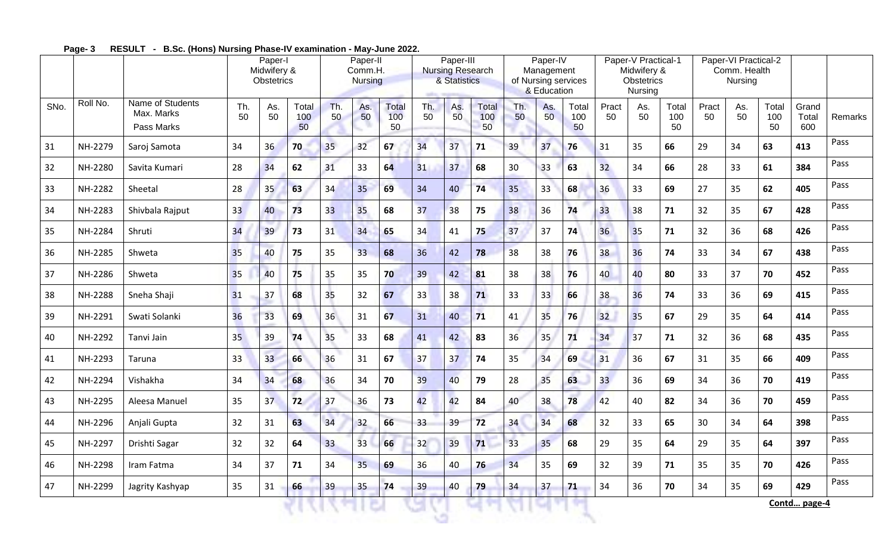**Page- 3 RESULT - B.Sc. (Hons) Nursing Phase-IV examination - May-June 2022.**

| | | | Paper-I Midwifery & Obstetrics | | | Paper-II Comm.H. Nursing | | | Paper-III Nursing Research & Statistics | | | Paper-IV Management of Nursing services & Education | | | Paper-V Practical-1 Midwifery & Obstetrics Nursing | | | Paper-VI Practical-2 Comm. Health Nursing | | | | |
|---|---|---|---|---|---|---|---|---|---|---|---|---|---|---|---|---|---|---|---|---|---|---|
| SNo. | Roll No. | Name of Students Max. Marks Pass Marks | Th. 50 | As. 50 | Total 100 50 | Th. 50 | As. 50 | Total 100 50 | Th. 50 | As. 50 | Total 100 50 | Th. 50 | As. 50 | Total 100 50 | Pract 50 | As. 50 | Total 100 50 | Pract 50 | As. 50 | Total 100 50 | Grand Total 600 | Remarks |
| 31 | NH-2279 | Saroj Samota | 34 | 36 | **70** | 35 | 32 | **67** | 34 | 37 | **71** | 39 | 37 | **76** | 31 | 35 | **66** | 29 | 34 | **63** | **413** | Pass |
| 32 | NH-2280 | Savita Kumari | 28 | 34 | **62** | 31 | 33 | **64** | 31 | 37 | **68** | 30 | 33 | **63** | 32 | 34 | **66** | 28 | 33 | **61** | **384** | Pass |
| 33 | NH-2282 | Sheetal | 28 | 35 | **63** | 34 | 35 | **69** | 34 | 40 | **74** | 35 | 33 | **68** | 36 | 33 | **69** | 27 | 35 | **62** | **405** | Pass |
| 34 | NH-2283 | Shivbala Rajput | 33 | 40 | **73** | 33 | 35 | **68** | 37 | 38 | **75** | 38 | 36 | **74** | 33 | 38 | **71** | 32 | 35 | **67** | **428** | Pass |
| 35 | NH-2284 | Shruti | 34 | 39 | **73** | 31 | 34 | **65** | 34 | 41 | **75** | 37 | 37 | **74** | 36 | 35 | **71** | 32 | 36 | **68** | **426** | Pass |
| 36 | NH-2285 | Shweta | 35 | 40 | **75** | 35 | 33 | **68** | 36 | 42 | **78** | 38 | 38 | **76** | 38 | 36 | **74** | 33 | 34 | **67** | **438** | Pass |
| 37 | NH-2286 | Shweta | 35 | 40 | **75** | 35 | 35 | **70** | 39 | 42 | **81** | 38 | 38 | **76** | 40 | 40 | **80** | 33 | 37 | **70** | **452** | Pass |
| 38 | NH-2288 | Sneha Shaji | 31 | 37 | **68** | 35 | 32 | **67** | 33 | 38 | **71** | 33 | 33 | **66** | 38 | 36 | **74** | 33 | 36 | **69** | **415** | Pass |
| 39 | NH-2291 | Swati Solanki | 36 | 33 | **69** | 36 | 31 | **67** | 31 | 40 | **71** | 41 | 35 | **76** | 32 | 35 | **67** | 29 | 35 | **64** | **414** | Pass |
| 40 | NH-2292 | Tanvi Jain | 35 | 39 | **74** | 35 | 33 | **68** | 41 | 42 | **83** | 36 | 35 | **71** | 34 | 37 | **71** | 32 | 36 | **68** | **435** | Pass |
| 41 | NH-2293 | Taruna | 33 | 33 | **66** | 36 | 31 | **67** | 37 | 37 | **74** | 35 | 34 | **69** | 31 | 36 | **67** | 31 | 35 | **66** | **409** | Pass |
| 42 | NH-2294 | Vishakha | 34 | 34 | **68** | 36 | 34 | **70** | 39 | 40 | **79** | 28 | 35 | **63** | 33 | 36 | **69** | 34 | 36 | **70** | **419** | Pass |
| 43 | NH-2295 | Aleesa Manuel | 35 | 37 | **72** | 37 | 36 | **73** | 42 | 42 | **84** | 40 | 38 | **78** | 42 | 40 | **82** | 34 | 36 | **70** | **459** | Pass |
| 44 | NH-2296 | Anjali Gupta | 32 | 31 | **63** | 34 | 32 | **66** | 33 | 39 | **72** | 34 | 34 | **68** | 32 | 33 | **65** | 30 | 34 | **64** | **398** | Pass |
| 45 | NH-2297 | Drishti Sagar | 32 | 32 | **64** | 33 | 33 | **66** | 32 | 39 | **71** | 33 | 35 | **68** | 29 | 35 | **64** | 29 | 35 | **64** | **397** | Pass |
| 46 | NH-2298 | Iram Fatma | 34 | 37 | **71** | 34 | 35 | **69** | 36 | 40 | **76** | 34 | 35 | **69** | 32 | 39 | **71** | 35 | 35 | **70** | **426** | Pass |
| 47 | NH-2299 | Jagrity Kashyap | 35 | 31 | **66** | 39 | 35 | **74** | 39 | 40 | **79** | 34 | 37 | **71** | 34 | 36 | **70** | 34 | 35 | **69** | **429** | Pass |

**Contd… page-4**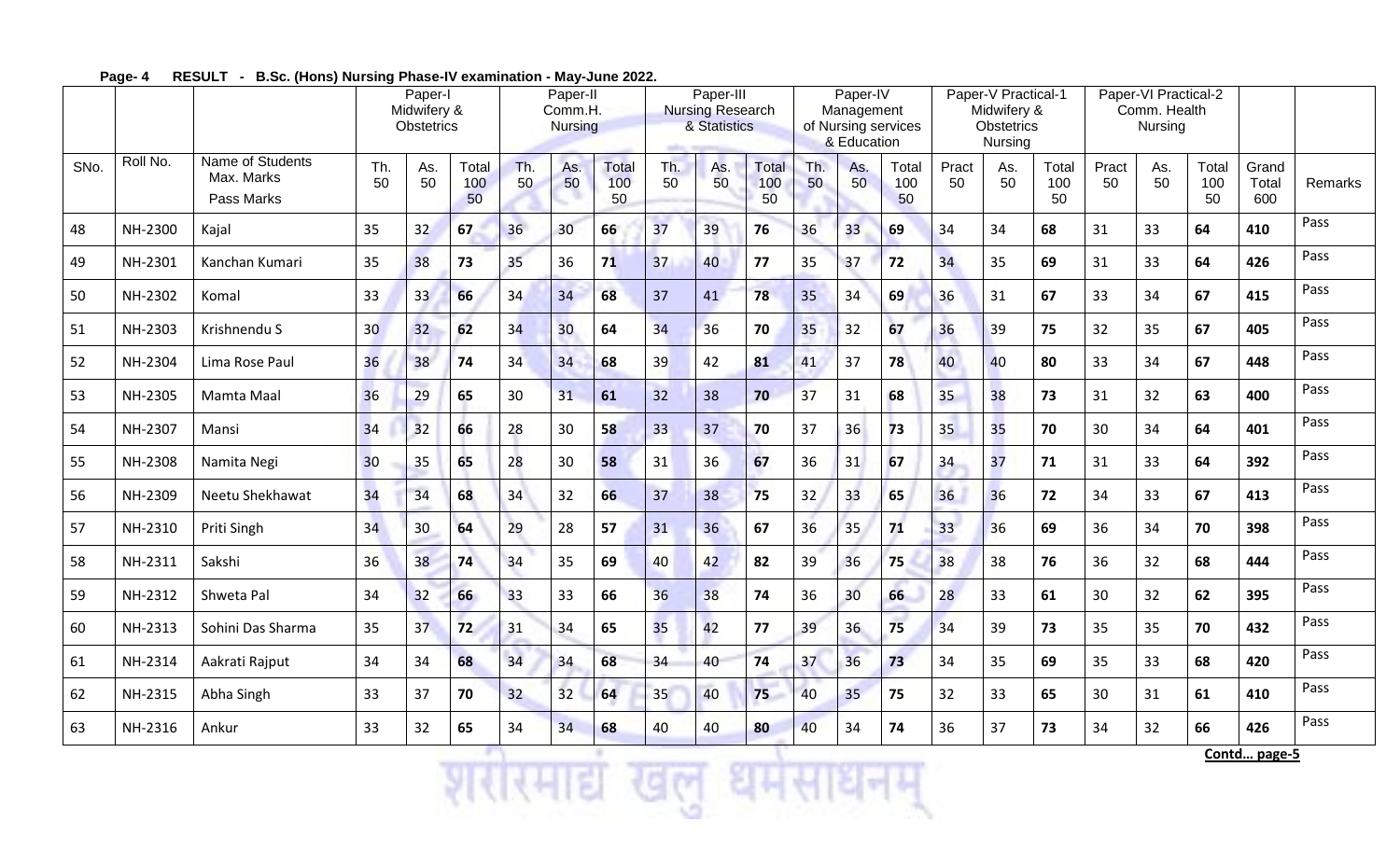**Page- 4 RESULT - B.Sc. (Hons) Nursing Phase-IV examination - May-June 2022.**

| | | | Paper-I Midwifery & Obstetrics | | | Paper-II Comm.H. Nursing | | | Paper-III Nursing Research & Statistics | | | Paper-IV Management of Nursing services & Education | | | Paper-V Practical-1 Midwifery & Obstetrics Nursing | | | Paper-VI Practical-2 Comm. Health Nursing | | | | |
|---|---|---|---|---|---|---|---|---|---|---|---|---|---|---|---|---|---|---|---|---|---|---|
| SNo. | Roll No. | Name of Students Max. Marks Pass Marks | Th. 50 | As. 50 | Total 100 50 | Th. 50 | As. 50 | Total 100 50 | Th. 50 | As. 50 | Total 100 50 | Th. 50 | As. 50 | Total 100 50 | Pract 50 | As. 50 | Total 100 50 | Pract 50 | As. 50 | Total 100 50 | Grand Total 600 | Remarks |
| 48 | NH-2300 | Kajal | 35 | 32 | **67** | 36 | 30 | **66** | 37 | 39 | **76** | 36 | 33 | **69** | 34 | 34 | **68** | 31 | 33 | **64** | **410** | Pass |
| 49 | NH-2301 | Kanchan Kumari | 35 | 38 | **73** | 35 | 36 | **71** | 37 | 40 | **77** | 35 | 37 | **72** | 34 | 35 | **69** | 31 | 33 | **64** | **426** | Pass |
| 50 | NH-2302 | Komal | 33 | 33 | **66** | 34 | 34 | **68** | 37 | 41 | **78** | 35 | 34 | **69** | 36 | 31 | **67** | 33 | 34 | **67** | **415** | Pass |
| 51 | NH-2303 | Krishnendu S | 30 | 32 | **62** | 34 | 30 | **64** | 34 | 36 | **70** | 35 | 32 | **67** | 36 | 39 | **75** | 32 | 35 | **67** | **405** | Pass |
| 52 | NH-2304 | Lima Rose Paul | 36 | 38 | **74** | 34 | 34 | **68** | 39 | 42 | **81** | 41 | 37 | **78** | 40 | 40 | **80** | 33 | 34 | **67** | **448** | Pass |
| 53 | NH-2305 | Mamta Maal | 36 | 29 | **65** | 30 | 31 | **61** | 32 | 38 | **70** | 37 | 31 | **68** | 35 | 38 | **73** | 31 | 32 | **63** | **400** | Pass |
| 54 | NH-2307 | Mansi | 34 | 32 | **66** | 28 | 30 | **58** | 33 | 37 | **70** | 37 | 36 | **73** | 35 | 35 | **70** | 30 | 34 | **64** | **401** | Pass |
| 55 | NH-2308 | Namita Negi | 30 | 35 | **65** | 28 | 30 | **58** | 31 | 36 | **67** | 36 | 31 | **67** | 34 | 37 | **71** | 31 | 33 | **64** | **392** | Pass |
| 56 | NH-2309 | Neetu Shekhawat | 34 | 34 | **68** | 34 | 32 | **66** | 37 | 38 | **75** | 32 | 33 | **65** | 36 | 36 | **72** | 34 | 33 | **67** | **413** | Pass |
| 57 | NH-2310 | Priti Singh | 34 | 30 | **64** | 29 | 28 | **57** | 31 | 36 | **67** | 36 | 35 | **71** | 33 | 36 | **69** | 36 | 34 | **70** | **398** | Pass |
| 58 | NH-2311 | Sakshi | 36 | 38 | **74** | 34 | 35 | **69** | 40 | 42 | **82** | 39 | 36 | **75** | 38 | 38 | **76** | 36 | 32 | **68** | **444** | Pass |
| 59 | NH-2312 | Shweta Pal | 34 | 32 | **66** | 33 | 33 | **66** | 36 | 38 | **74** | 36 | 30 | **66** | 28 | 33 | **61** | 30 | 32 | **62** | **395** | Pass |
| 60 | NH-2313 | Sohini Das Sharma | 35 | 37 | **72** | 31 | 34 | **65** | 35 | 42 | **77** | 39 | 36 | **75** | 34 | 39 | **73** | 35 | 35 | **70** | **432** | Pass |
| 61 | NH-2314 | Aakrati Rajput | 34 | 34 | **68** | 34 | 34 | **68** | 34 | 40 | **74** | 37 | 36 | **73** | 34 | 35 | **69** | 35 | 33 | **68** | **420** | Pass |
| 62 | NH-2315 | Abha Singh | 33 | 37 | **70** | 32 | 32 | **64** | 35 | 40 | **75** | 40 | 35 | **75** | 32 | 33 | **65** | 30 | 31 | **61** | **410** | Pass |
| 63 | NH-2316 | Ankur | 33 | 32 | **65** | 34 | 34 | **68** | 40 | 40 | **80** | 40 | 34 | **74** | 36 | 37 | **73** | 34 | 32 | **66** | **426** | Pass |

**Contd… page-5**

शरीरमाद्यं खलु धर्मसाधनम्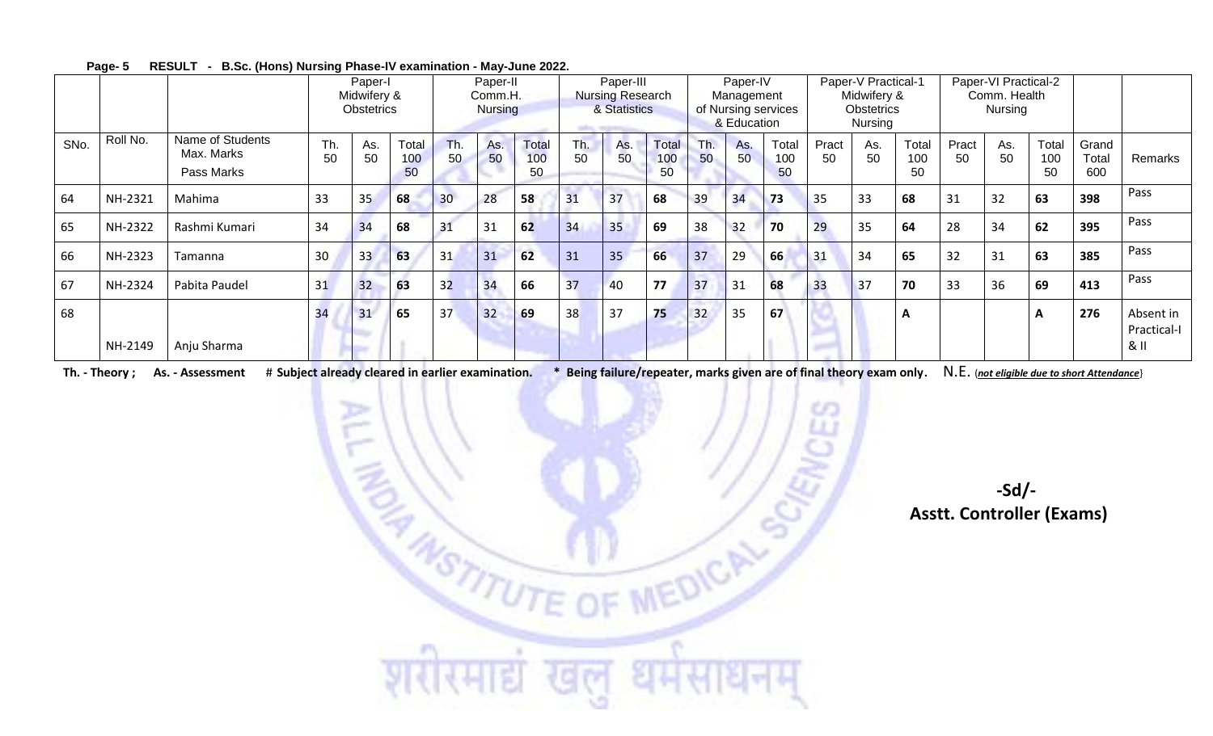**Page- 5 RESULT - B.Sc. (Hons) Nursing Phase-IV examination - May-June 2022.**

| | | | Paper-I Midwifery & Obstetrics | | | Paper-II Comm.H. Nursing | | | Paper-III Nursing Research & Statistics | | | Paper-IV Management of Nursing services & Education | | | Paper-V Practical-1 Midwifery & Obstetrics Nursing | | | Paper-VI Practical-2 Comm. Health Nursing | | | | |
|---|---|---|---|---|---|---|---|---|---|---|---|---|---|---|---|---|---|---|---|---|---|---|
| SNo. | Roll No. | Name of Students Max. Marks Pass Marks | Th. 50 | As. 50 | Total 100 50 | Th. 50 | As. 50 | Total 100 50 | Th. 50 | As. 50 | Total 100 50 | Th. 50 | As. 50 | Total 100 50 | Pract 50 | As. 50 | Total 100 50 | Pract 50 | As. 50 | Total 100 50 | Grand Total 600 | Remarks |
| 64 | NH-2321 | Mahima | 33 | 35 | **68** | 30 | 28 | **58** | 31 | 37 | **68** | 39 | 34 | **73** | 35 | 33 | **68** | 31 | 32 | **63** | **398** | Pass |
| 65 | NH-2322 | Rashmi Kumari | 34 | 34 | **68** | 31 | 31 | **62** | 34 | 35 | **69** | 38 | 32 | **70** | 29 | 35 | **64** | 28 | 34 | **62** | **395** | Pass |
| 66 | NH-2323 | Tamanna | 30 | 33 | **63** | 31 | 31 | **62** | 31 | 35 | **66** | 37 | 29 | **66** | 31 | 34 | **65** | 32 | 31 | **63** | **385** | Pass |
| 67 | NH-2324 | Pabita Paudel | 31 | 32 | **63** | 32 | 34 | **66** | 37 | 40 | **77** | 37 | 31 | **68** | 33 | 37 | **70** | 33 | 36 | **69** | **413** | Pass |
| 68 | NH-2149 | Anju Sharma | 34 | 31 | **65** | 37 | 32 | **69** | 38 | 37 | **75** | 32 | 35 | **67** | | | **A** | | | **A** | **276** | Absent in Practical-I & II |

**Th. - Theory ; As. - Assessment # Subject already cleared in earlier examination. * Being failure/repeater, marks given are of final theory exam only.** N.E. (***not eligible due to short Attendance***)

**-Sd/-**
**Asstt. Controller (Exams)**